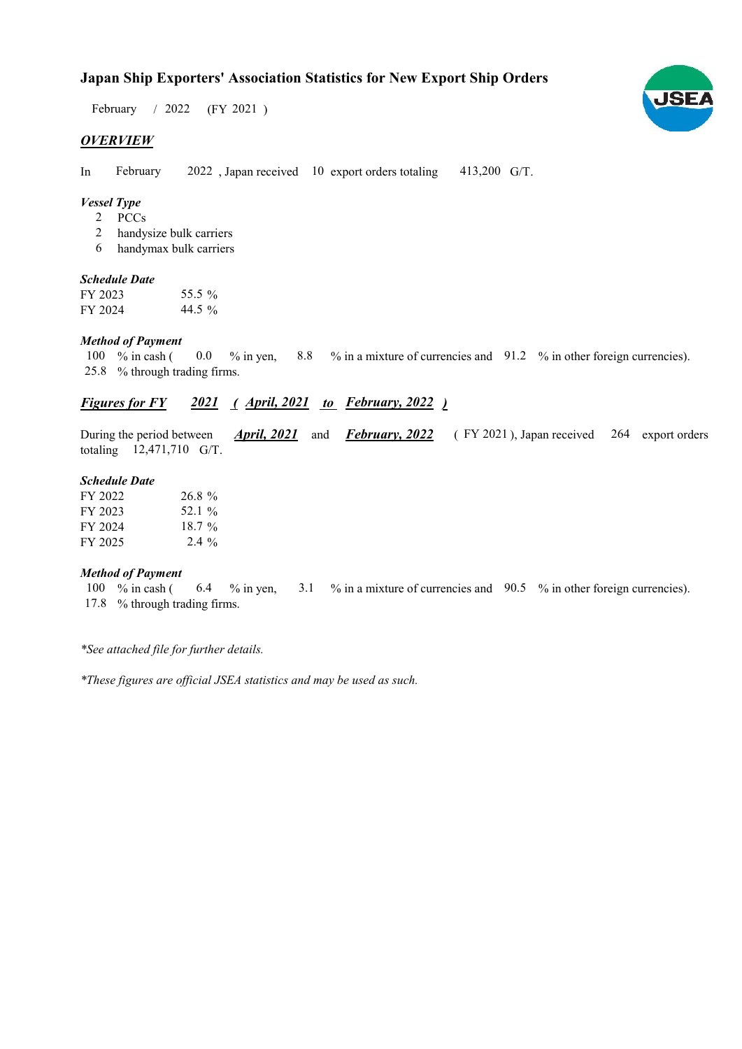# Japan Ship Exporters' Association Statistics for New Export Ship Orders

February / 2022 (FY 2021 )

## *OVERVIEW*

In February 2022 , Japan received 10 export orders totaling 413,200 G/T.

### *Vessel Type*

2 PCCs
2 handysize bulk carriers
6 handymax bulk carriers

### *Schedule Date*

| | |
|---|---|
| FY 2023 | 55.5 % |
| FY 2024 | 44.5 % |

### *Method of Payment*

100 % in cash ( 0.0 % in yen, 8.8 % in a mixture of currencies and 91.2 % in other foreign currencies).
25.8 % through trading firms.

## *Figures for FY 2021 ( April, 2021 to February, 2022 )*

During the period between ***April, 2021*** and ***February, 2022*** ( FY 2021 ), Japan received 264 export orders totaling 12,471,710 G/T.

### *Schedule Date*

| | |
|---|---|
| FY 2022 | 26.8 % |
| FY 2023 | 52.1 % |
| FY 2024 | 18.7 % |
| FY 2025 | 2.4 % |

### *Method of Payment*

100 % in cash ( 6.4 % in yen, 3.1 % in a mixture of currencies and 90.5 % in other foreign currencies).
17.8 % through trading firms.

*\*See attached file for further details.*

*\*These figures are official JSEA statistics and may be used as such.*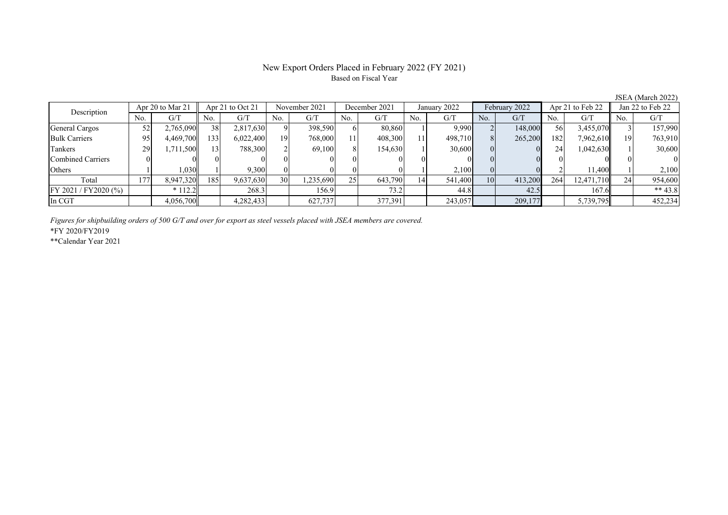# New Export Orders Placed in February 2022 (FY 2021)

Based on Fiscal Year

JSEA (March 2022)

| Description | Apr 20 to Mar 21 | | Apr 21 to Oct 21 | | November 2021 | | December 2021 | | January 2022 | | February 2022 | | Apr 21 to Feb 22 | | Jan 22 to Feb 22 | |
|---|---|---|---|---|---|---|---|---|---|---|---|---|---|---|---|---|
| | No. | G/T | No. | G/T | No. | G/T | No. | G/T | No. | G/T | No. | G/T | No. | G/T | No. | G/T |
| General Cargos | 52 | 2,765,090 | 38 | 2,817,630 | 9 | 398,590 | 6 | 80,860 | 1 | 9,990 | 2 | 148,000 | 56 | 3,455,070 | 3 | 157,990 |
| Bulk Carriers | 95 | 4,469,700 | 133 | 6,022,400 | 19 | 768,000 | 11 | 408,300 | 11 | 498,710 | 8 | 265,200 | 182 | 7,962,610 | 19 | 763,910 |
| Tankers | 29 | 1,711,500 | 13 | 788,300 | 2 | 69,100 | 8 | 154,630 | 1 | 30,600 | 0 | 0 | 24 | 1,042,630 | 1 | 30,600 |
| Combined Carriers | 0 | 0 | 0 | 0 | 0 | 0 | 0 | 0 | 0 | 0 | 0 | 0 | 0 | 0 | 0 | 0 |
| Others | 1 | 1,030 | 1 | 9,300 | 0 | 0 | 0 | 0 | 1 | 2,100 | 0 | 0 | 2 | 11,400 | 1 | 2,100 |
| Total | 177 | 8,947,320 | 185 | 9,637,630 | 30 | 1,235,690 | 25 | 643,790 | 14 | 541,400 | 10 | 413,200 | 264 | 12,471,710 | 24 | 954,600 |
| FY 2021 / FY2020 (%) | | * 112.2 | | 268.3 | | 156.9 | | 73.2 | | 44.8 | | 42.5 | | 167.6 | | ** 43.8 |
| In CGT | | 4,056,700 | | 4,282,433 | | 627,737 | | 377,391 | | 243,057 | | 209,177 | | 5,739,795 | | 452,234 |

*Figures for shipbuilding orders of 500 G/T and over for export as steel vessels placed with JSEA members are covered.*

*FY 2020/FY2019

**Calendar Year 2021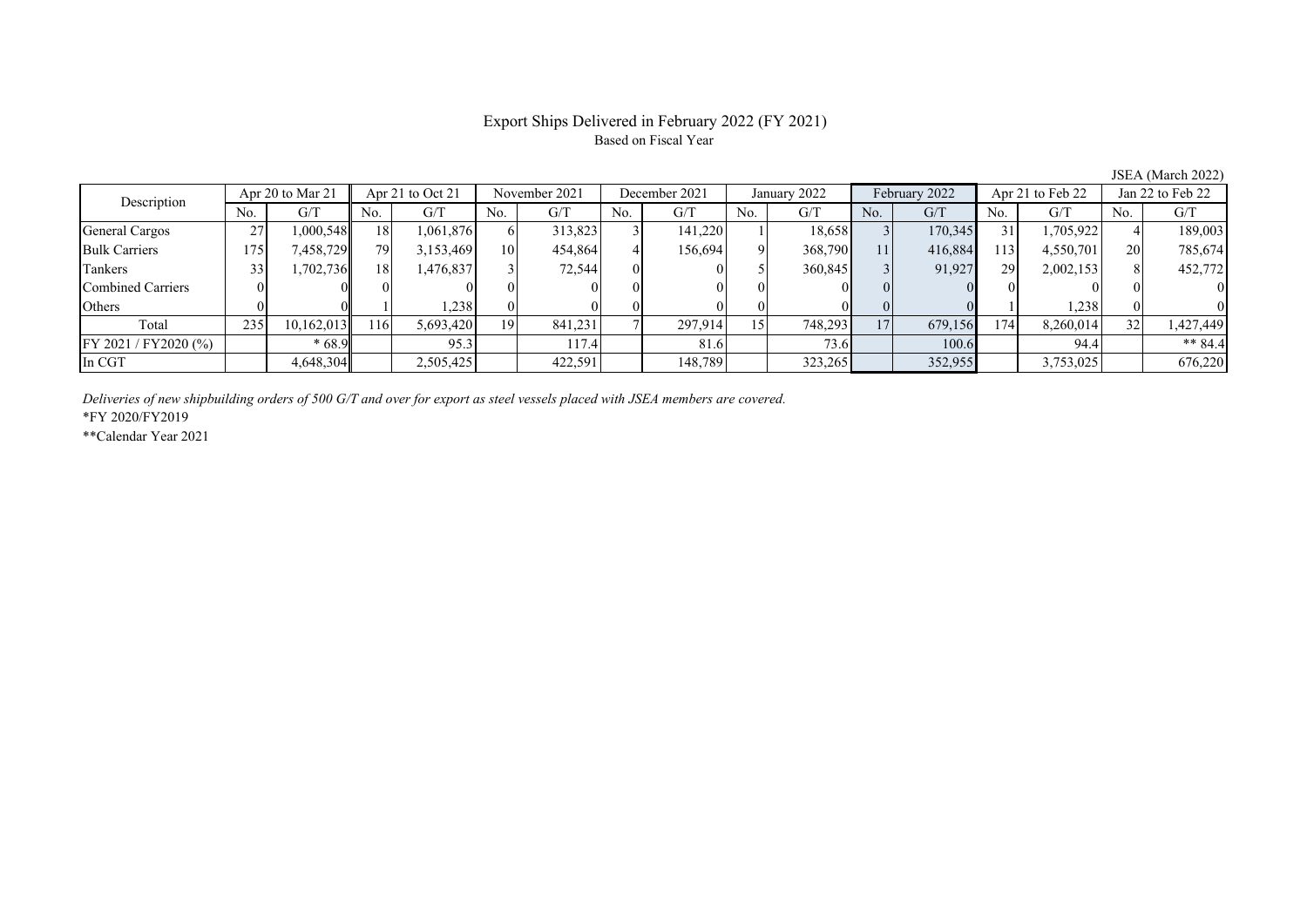# Export Ships Delivered in February 2022 (FY 2021)

Based on Fiscal Year

JSEA (March 2022)

| Description | Apr 20 to Mar 21 | | Apr 21 to Oct 21 | | November 2021 | | December 2021 | | January 2022 | | February 2022 | | Apr 21 to Feb 22 | | Jan 22 to Feb 22 | |
|---|---|---|---|---|---|---|---|---|---|---|---|---|---|---|---|---|
| | No. | G/T | No. | G/T | No. | G/T | No. | G/T | No. | G/T | No. | G/T | No. | G/T | No. | G/T |
| General Cargos | 27 | 1,000,548 | 18 | 1,061,876 | 6 | 313,823 | 3 | 141,220 | 1 | 18,658 | 3 | 170,345 | 31 | 1,705,922 | 4 | 189,003 |
| Bulk Carriers | 175 | 7,458,729 | 79 | 3,153,469 | 10 | 454,864 | 4 | 156,694 | 9 | 368,790 | 11 | 416,884 | 113 | 4,550,701 | 20 | 785,674 |
| Tankers | 33 | 1,702,736 | 18 | 1,476,837 | 3 | 72,544 | 0 | 0 | 5 | 360,845 | 3 | 91,927 | 29 | 2,002,153 | 8 | 452,772 |
| Combined Carriers | 0 | 0 | 0 | 0 | 0 | 0 | 0 | 0 | 0 | 0 | 0 | 0 | 0 | 0 | 0 | 0 |
| Others | 0 | 0 | 1 | 1,238 | 0 | 0 | 0 | 0 | 0 | 0 | 0 | 0 | 1 | 1,238 | 0 | 0 |
| Total | 235 | 10,162,013 | 116 | 5,693,420 | 19 | 841,231 | 7 | 297,914 | 15 | 748,293 | 17 | 679,156 | 174 | 8,260,014 | 32 | 1,427,449 |
| FY 2021 / FY2020 (%) | | * 68.9 | | 95.3 | | 117.4 | | 81.6 | | 73.6 | | 100.6 | | 94.4 | | ** 84.4 |
| In CGT | | 4,648,304 | | 2,505,425 | | 422,591 | | 148,789 | | 323,265 | | 352,955 | | 3,753,025 | | 676,220 |

*Deliveries of new shipbuilding orders of 500 G/T and over for export as steel vessels placed with JSEA members are covered.*

*FY 2020/FY2019

**Calendar Year 2021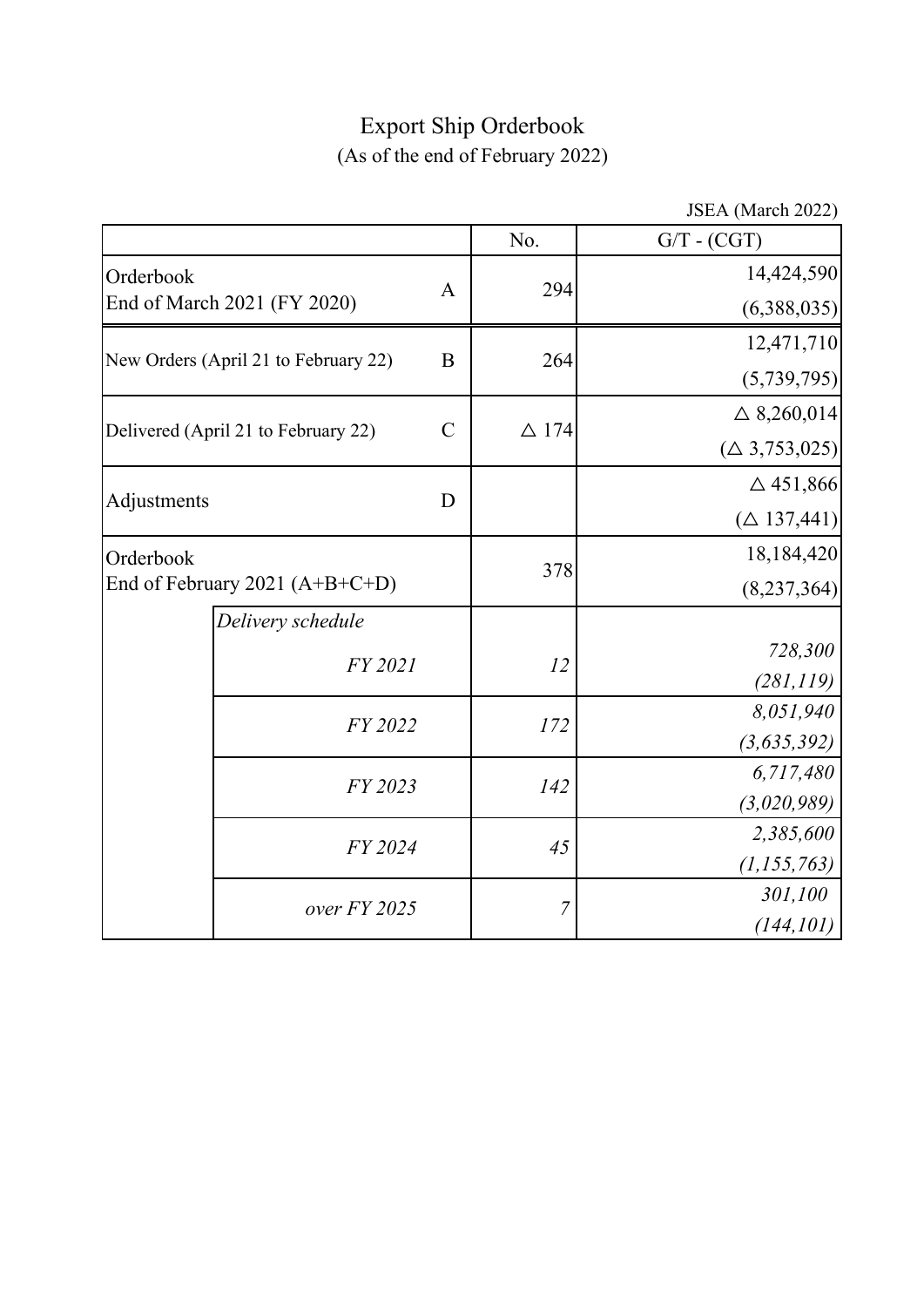# Export Ship Orderbook

(As of the end of February 2022)

JSEA (March 2022)

| | | | No. | G/T - (CGT) |
|---|---|---|---|---|
| Orderbook<br>End of March 2021 (FY 2020) | | A | 294 | 14,424,590<br>(6,388,035) |
| New Orders (April 21 to February 22) | | B | 264 | 12,471,710<br>(5,739,795) |
| Delivered (April 21 to February 22) | | C | △ 174 | △ 8,260,014<br>(△ 3,753,025) |
| Adjustments | | D | | △ 451,866<br>(△ 137,441) |
| Orderbook<br>End of February 2021 (A+B+C+D) | | | 378 | 18,184,420<br>(8,237,364) |
| | *Delivery schedule* | | | |
| | *FY 2021* | | *12* | *728,300*<br>*(281,119)* |
| | *FY 2022* | | *172* | *8,051,940*<br>*(3,635,392)* |
| | *FY 2023* | | *142* | *6,717,480*<br>*(3,020,989)* |
| | *FY 2024* | | *45* | *2,385,600*<br>*(1,155,763)* |
| | *over FY 2025* | | *7* | *301,100*<br>*(144,101)* |